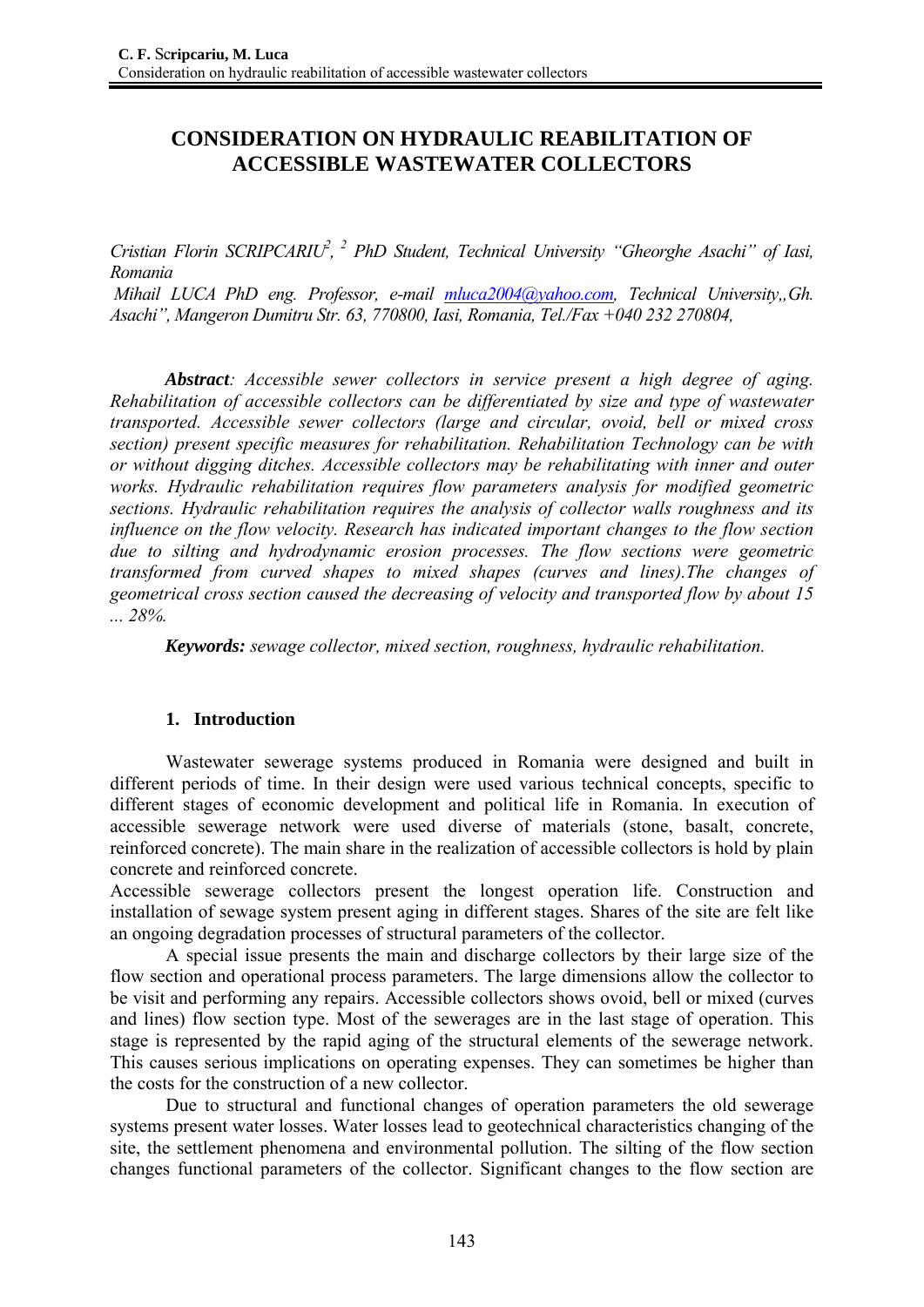# CONSIDERATION ON HYDRAULIC REABILITATION OF ACCESSIBLE WASTEWATER COLLECTORS

*Cristian Florin SCRIPCARIU[2], [2] PhD Student, Technical University "Gheorghe Asachi" of Iasi, Romania*

*Mihail LUCA PhD eng. Professor, e-mail mluca2004@yahoo.com, Technical University,,Gh. Asachi", Mangeron Dumitru Str. 63, 770800, Iasi, Romania, Tel./Fax +040 232 270804,*

***Abstract**: Accessible sewer collectors in service present a high degree of aging. Rehabilitation of accessible collectors can be differentiated by size and type of wastewater transported. Accessible sewer collectors (large and circular, ovoid, bell or mixed cross section) present specific measures for rehabilitation. Rehabilitation Technology can be with or without digging ditches. Accessible collectors may be rehabilitating with inner and outer works. Hydraulic rehabilitation requires flow parameters analysis for modified geometric sections. Hydraulic rehabilitation requires the analysis of collector walls roughness and its influence on the flow velocity. Research has indicated important changes to the flow section due to silting and hydrodynamic erosion processes. The flow sections were geometric transformed from curved shapes to mixed shapes (curves and lines).The changes of geometrical cross section caused the decreasing of velocity and transported flow by about 15 ... 28%.*

***Keywords:** sewage collector, mixed section, roughness, hydraulic rehabilitation.*

## 1. Introduction

Wastewater sewerage systems produced in Romania were designed and built in different periods of time. In their design were used various technical concepts, specific to different stages of economic development and political life in Romania. In execution of accessible sewerage network were used diverse of materials (stone, basalt, concrete, reinforced concrete). The main share in the realization of accessible collectors is hold by plain concrete and reinforced concrete.

Accessible sewerage collectors present the longest operation life. Construction and installation of sewage system present aging in different stages. Shares of the site are felt like an ongoing degradation processes of structural parameters of the collector.

A special issue presents the main and discharge collectors by their large size of the flow section and operational process parameters. The large dimensions allow the collector to be visit and performing any repairs. Accessible collectors shows ovoid, bell or mixed (curves and lines) flow section type. Most of the sewerages are in the last stage of operation. This stage is represented by the rapid aging of the structural elements of the sewerage network. This causes serious implications on operating expenses. They can sometimes be higher than the costs for the construction of a new collector.

Due to structural and functional changes of operation parameters the old sewerage systems present water losses. Water losses lead to geotechnical characteristics changing of the site, the settlement phenomena and environmental pollution. The silting of the flow section changes functional parameters of the collector. Significant changes to the flow section are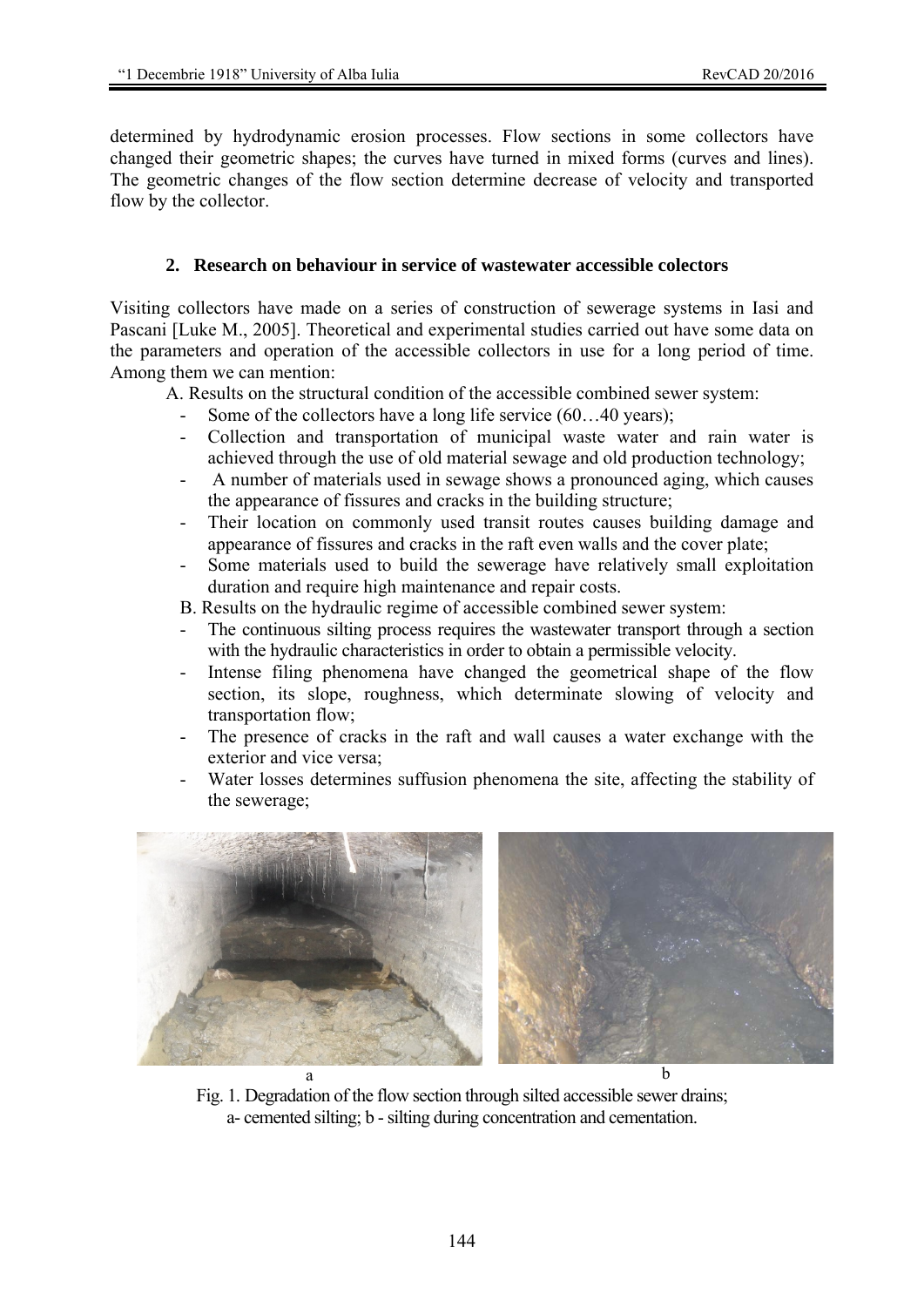determined by hydrodynamic erosion processes. Flow sections in some collectors have changed their geometric shapes; the curves have turned in mixed forms (curves and lines). The geometric changes of the flow section determine decrease of velocity and transported flow by the collector.

## 2. Research on behaviour in service of wastewater accessible colectors

Visiting collectors have made on a series of construction of sewerage systems in Iasi and Pascani [Luke M., 2005]. Theoretical and experimental studies carried out have some data on the parameters and operation of the accessible collectors in use for a long period of time. Among them we can mention:

A. Results on the structural condition of the accessible combined sewer system:

- Some of the collectors have a long life service (60…40 years);
- Collection and transportation of municipal waste water and rain water is achieved through the use of old material sewage and old production technology;
- A number of materials used in sewage shows a pronounced aging, which causes the appearance of fissures and cracks in the building structure;
- Their location on commonly used transit routes causes building damage and appearance of fissures and cracks in the raft even walls and the cover plate;
- Some materials used to build the sewerage have relatively small exploitation duration and require high maintenance and repair costs.

B. Results on the hydraulic regime of accessible combined sewer system:

- The continuous silting process requires the wastewater transport through a section with the hydraulic characteristics in order to obtain a permissible velocity.
- Intense filing phenomena have changed the geometrical shape of the flow section, its slope, roughness, which determinate slowing of velocity and transportation flow;
- The presence of cracks in the raft and wall causes a water exchange with the exterior and vice versa;
- Water losses determines suffusion phenomena the site, affecting the stability of the sewerage;

a b

Fig. 1. Degradation of the flow section through silted accessible sewer drains; a- cemented silting; b - silting during concentration and cementation.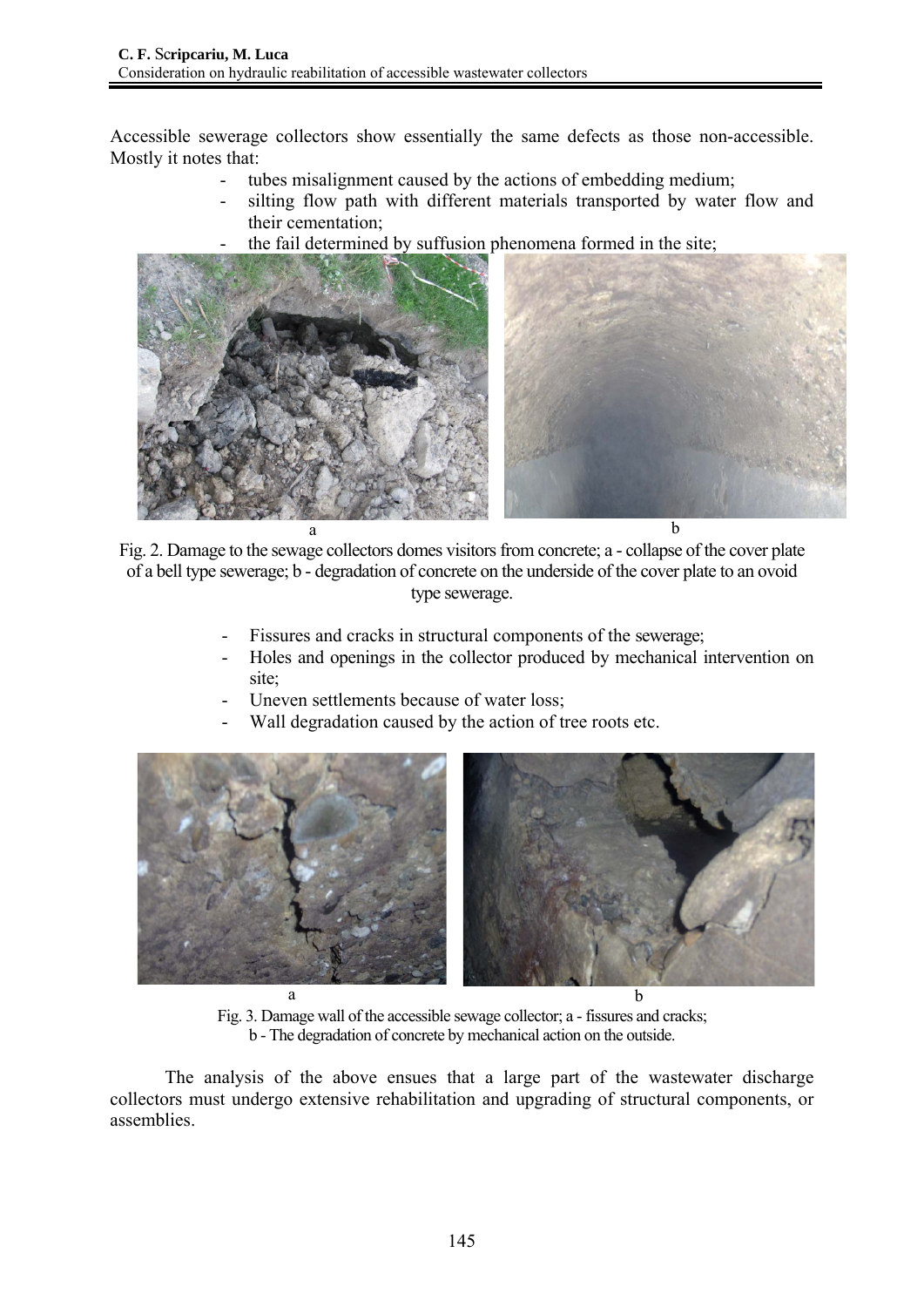Accessible sewerage collectors show essentially the same defects as those non-accessible. Mostly it notes that:

- tubes misalignment caused by the actions of embedding medium;
- silting flow path with different materials transported by water flow and their cementation;
- the fail determined by suffusion phenomena formed in the site;

Fig. 2. Damage to the sewage collectors domes visitors from concrete; a - collapse of the cover plate of a bell type sewerage; b - degradation of concrete on the underside of the cover plate to an ovoid type sewerage.

- Fissures and cracks in structural components of the sewerage;
- Holes and openings in the collector produced by mechanical intervention on site;
- Uneven settlements because of water loss;
- Wall degradation caused by the action of tree roots etc.

Fig. 3. Damage wall of the accessible sewage collector; a - fissures and cracks; b - The degradation of concrete by mechanical action on the outside.

The analysis of the above ensues that a large part of the wastewater discharge collectors must undergo extensive rehabilitation and upgrading of structural components, or assemblies.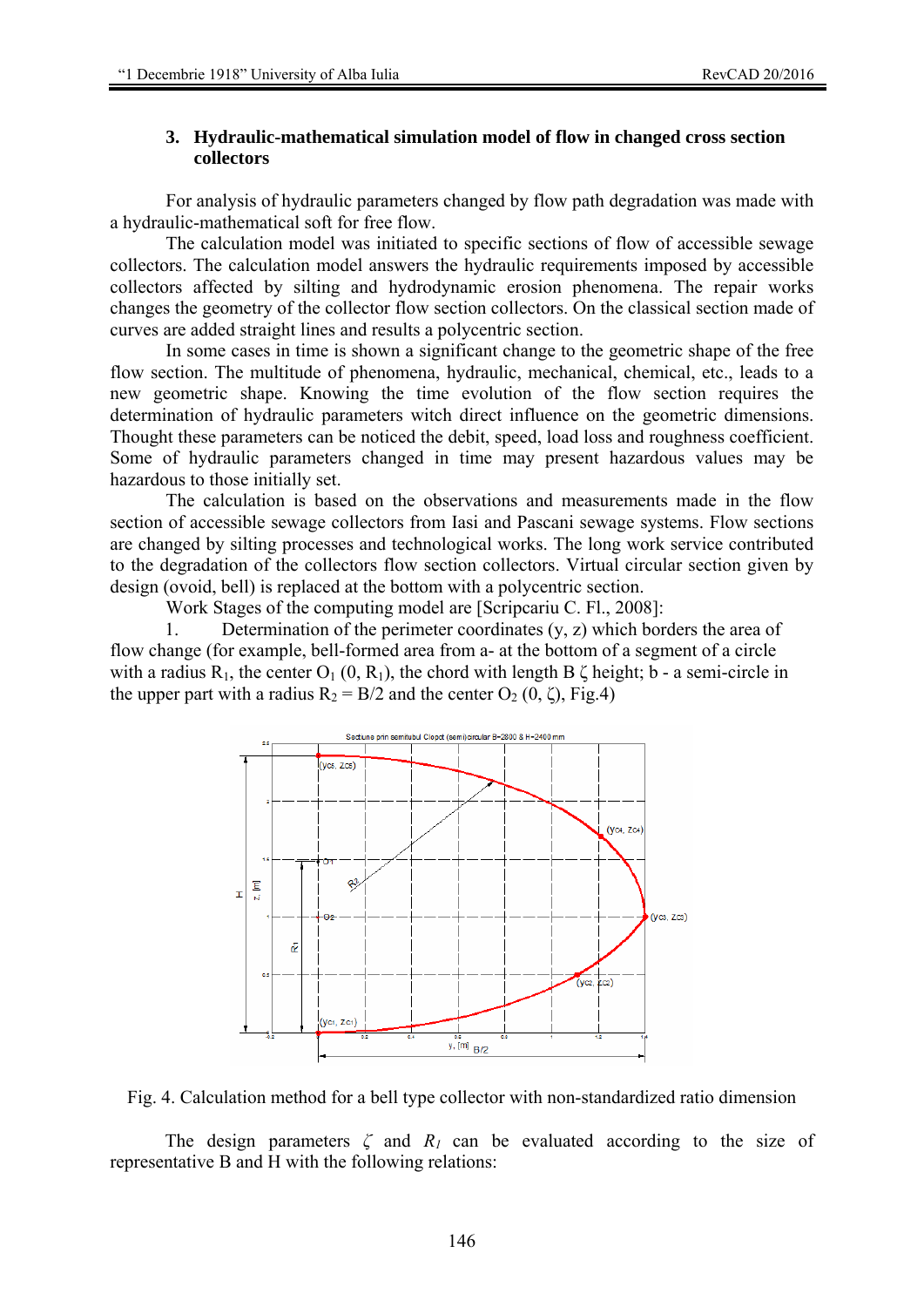## 3. Hydraulic-mathematical simulation model of flow in changed cross section collectors

For analysis of hydraulic parameters changed by flow path degradation was made with a hydraulic-mathematical soft for free flow.

The calculation model was initiated to specific sections of flow of accessible sewage collectors. The calculation model answers the hydraulic requirements imposed by accessible collectors affected by silting and hydrodynamic erosion phenomena. The repair works changes the geometry of the collector flow section collectors. On the classical section made of curves are added straight lines and results a polycentric section.

In some cases in time is shown a significant change to the geometric shape of the free flow section. The multitude of phenomena, hydraulic, mechanical, chemical, etc., leads to a new geometric shape. Knowing the time evolution of the flow section requires the determination of hydraulic parameters witch direct influence on the geometric dimensions. Thought these parameters can be noticed the debit, speed, load loss and roughness coefficient. Some of hydraulic parameters changed in time may present hazardous values may be hazardous to those initially set.

The calculation is based on the observations and measurements made in the flow section of accessible sewage collectors from Iasi and Pascani sewage systems. Flow sections are changed by silting processes and technological works. The long work service contributed to the degradation of the collectors flow section collectors. Virtual circular section given by design (ovoid, bell) is replaced at the bottom with a polycentric section.

Work Stages of the computing model are [Scripcariu C. Fl., 2008]:

1. Determination of the perimeter coordinates (y, z) which borders the area of flow change (for example, bell-formed area from a- at the bottom of a segment of a circle with a radius $R_1$, the center $O_1$ $(0, R_1)$, the chord with length B $\zeta$ height; b - a semi-circle in the upper part with a radius $R_2 = B/2$ and the center $O_2$ $(0, \zeta)$, Fig.4)

Fig. 4. Calculation method for a bell type collector with non-standardized ratio dimension

The design parameters $\zeta$ and $R_1$ can be evaluated according to the size of representative B and H with the following relations: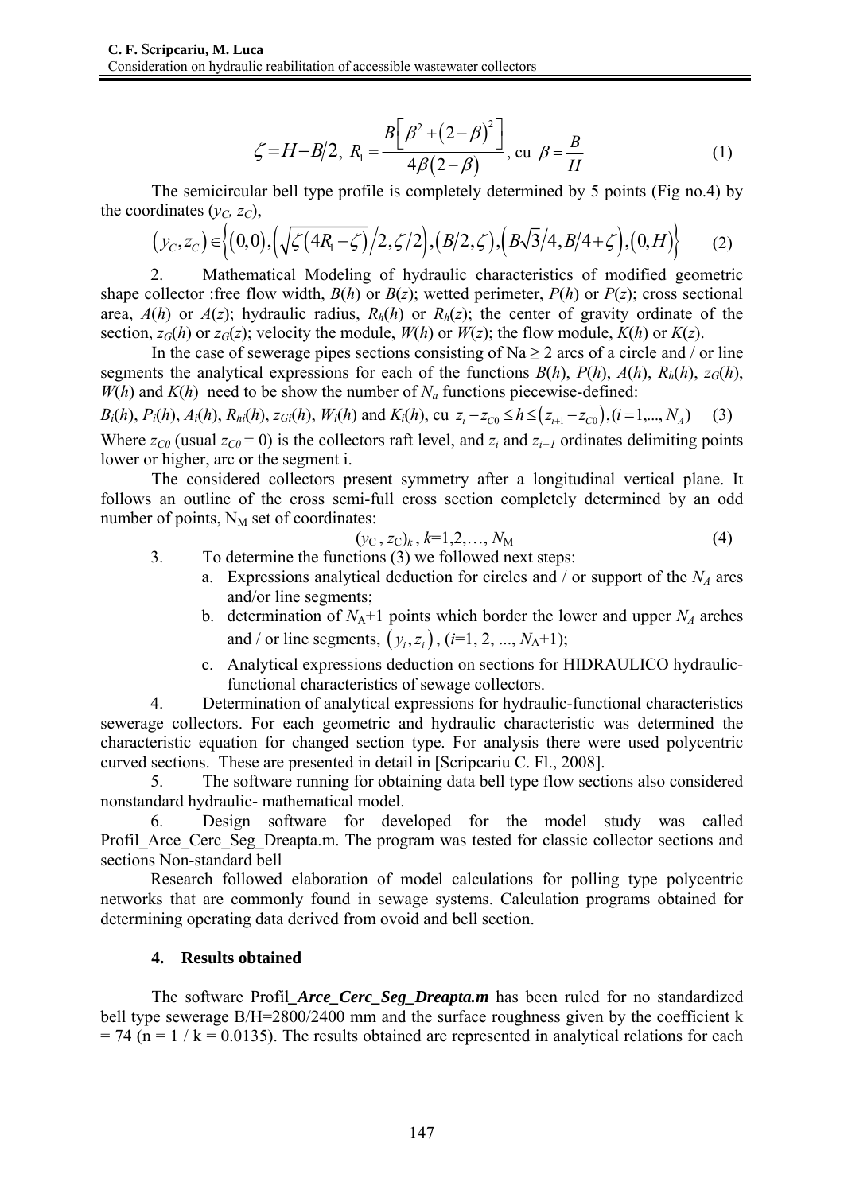$$\zeta = H - B/2,\ R_1 = \frac{B\left[\beta^2 + (2-\beta)^2\right]}{4\beta(2-\beta)},\ \text{cu}\ \beta = \frac{B}{H} \tag{1}$$

The semicircular bell type profile is completely determined by 5 points (Fig no.4) by the coordinates ($y_C$, $z_C$),

$$(y_C, z_C) \in \left\{(0,0), \left(\sqrt{\zeta(4R_1 - \zeta)}/2, \zeta/2\right), (B/2, \zeta), \left(B\sqrt{3}/4, B/4 + \zeta\right), (0, H)\right\} \tag{2}$$

2. Mathematical Modeling of hydraulic characteristics of modified geometric shape collector :free flow width, $B(h)$ or $B(z)$; wetted perimeter, $P(h)$ or $P(z)$; cross sectional area, $A(h)$ or $A(z)$; hydraulic radius, $R_h(h)$ or $R_h(z)$; the center of gravity ordinate of the section, $z_G(h)$ or $z_G(z)$; velocity the module, $W(h)$ or $W(z)$; the flow module, $K(h)$ or $K(z)$.

In the case of sewerage pipes sections consisting of Na ≥ 2 arcs of a circle and / or line segments the analytical expressions for each of the functions $B(h)$, $P(h)$, $A(h)$, $R_h(h)$, $z_G(h)$, $W(h)$ and $K(h)$ need to be show the number of $N_a$ functions piecewise-defined:

$B_i(h)$, $P_i(h)$, $A_i(h)$, $R_{hi}(h)$, $z_{Gi}(h)$, $W_i(h)$ and $K_i(h)$, cu $z_i - z_{C0} \le h \le (z_{i+1} - z_{C0}), (i = 1, ..., N_A)$ (3)

Where $z_{C0}$ (usual $z_{C0} = 0$) is the collectors raft level, and $z_i$ and $z_{i+1}$ ordinates delimiting points lower or higher, arc or the segment i.

The considered collectors present symmetry after a longitudinal vertical plane. It follows an outline of the cross semi-full cross section completely determined by an odd number of points, $N_M$ set of coordinates:

$$(y_C, z_C)_k,\ k = 1, 2, \ldots, N_M \tag{4}$$

3. To determine the functions (3) we followed next steps:
   a. Expressions analytical deduction for circles and / or support of the $N_A$ arcs and/or line segments;
   b. determination of $N_A$+1 points which border the lower and upper $N_A$ arches and / or line segments, $(y_i, z_i)$, ($i$=1, 2, ..., $N_A$+1);
   c. Analytical expressions deduction on sections for HIDRAULICO hydraulic-functional characteristics of sewage collectors.

4. Determination of analytical expressions for hydraulic-functional characteristics sewerage collectors. For each geometric and hydraulic characteristic was determined the characteristic equation for changed section type. For analysis there were used polycentric curved sections. These are presented in detail in [Scripcariu C. Fl., 2008].

5. The software running for obtaining data bell type flow sections also considered nonstandard hydraulic- mathematical model.

6. Design software for developed for the model study was called Profil_Arce_Cerc_Seg_Dreapta.m. The program was tested for classic collector sections and sections Non-standard bell

Research followed elaboration of model calculations for polling type polycentric networks that are commonly found in sewage systems. Calculation programs obtained for determining operating data derived from ovoid and bell section.

## 4. Results obtained

The software Profil_***Arce_Cerc_Seg_Dreapta.m*** has been ruled for no standardized bell type sewerage B/H=2800/2400 mm and the surface roughness given by the coefficient k = 74 (n = 1 / k = 0.0135). The results obtained are represented in analytical relations for each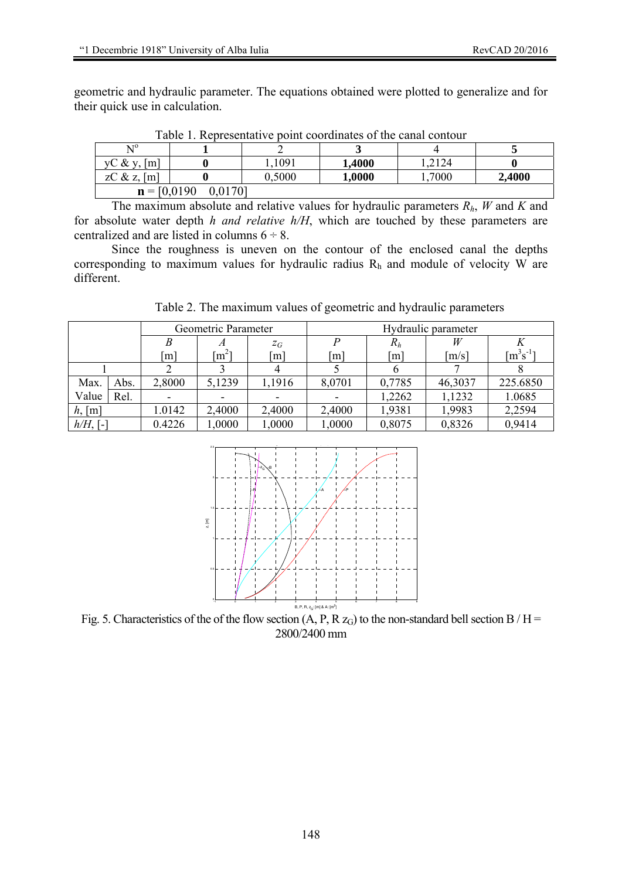geometric and hydraulic parameter. The equations obtained were plotted to generalize and for their quick use in calculation.

Table 1. Representative point coordinates of the canal contour

| N° | **1** | 2 | **3** | 4 | **5** |
|---|---|---|---|---|---|
| yC & y, [m] | **0** | 1,1091 | **1,4000** | 1,2124 | **0** |
| zC & z, [m] | **0** | 0,5000 | **1,0000** | 1,7000 | **2,4000** |
| **n** = [0,0190 0,0170] | | | | | |

The maximum absolute and relative values for hydraulic parameters $R_h$, $W$ and $K$ and for absolute water depth *h and relative h/H*, which are touched by these parameters are centralized and are listed in columns 6 ÷ 8.

Since the roughness is uneven on the contour of the enclosed canal the depths corresponding to maximum values for hydraulic radius $R_h$ and module of velocity W are different.

Table 2. The maximum values of geometric and hydraulic parameters

| | | Geometric Parameter | | | Hydraulic parameter | | | |
|---|---|---|---|---|---|---|---|---|
| | | $B$ [m] | $A$ [m$^2$] | $z_G$ [m] | $P$ [m] | $R_h$ [m] | $W$ [m/s] | $K$ [m$^3$s$^{-1}$] |
| 1 | | 2 | 3 | 4 | 5 | 6 | 7 | 8 |
| Max. Value | Abs. | 2,8000 | 5,1239 | 1,1916 | 8,0701 | 0,7785 | 46,3037 | 225.6850 |
| | Rel. | - | - | - | - | 1,2262 | 1,1232 | 1.0685 |
| *h*, [m] | | 1.0142 | 2,4000 | 2,4000 | 2,4000 | 1,9381 | 1,9983 | 2,2594 |
| *h/H*, [-] | | 0.4226 | 1,0000 | 1,0000 | 1,0000 | 0,8075 | 0,8326 | 0,9414 |

Fig. 5. Characteristics of the of the flow section (A, P, R $z_G$) to the non-standard bell section B / H = 2800/2400 mm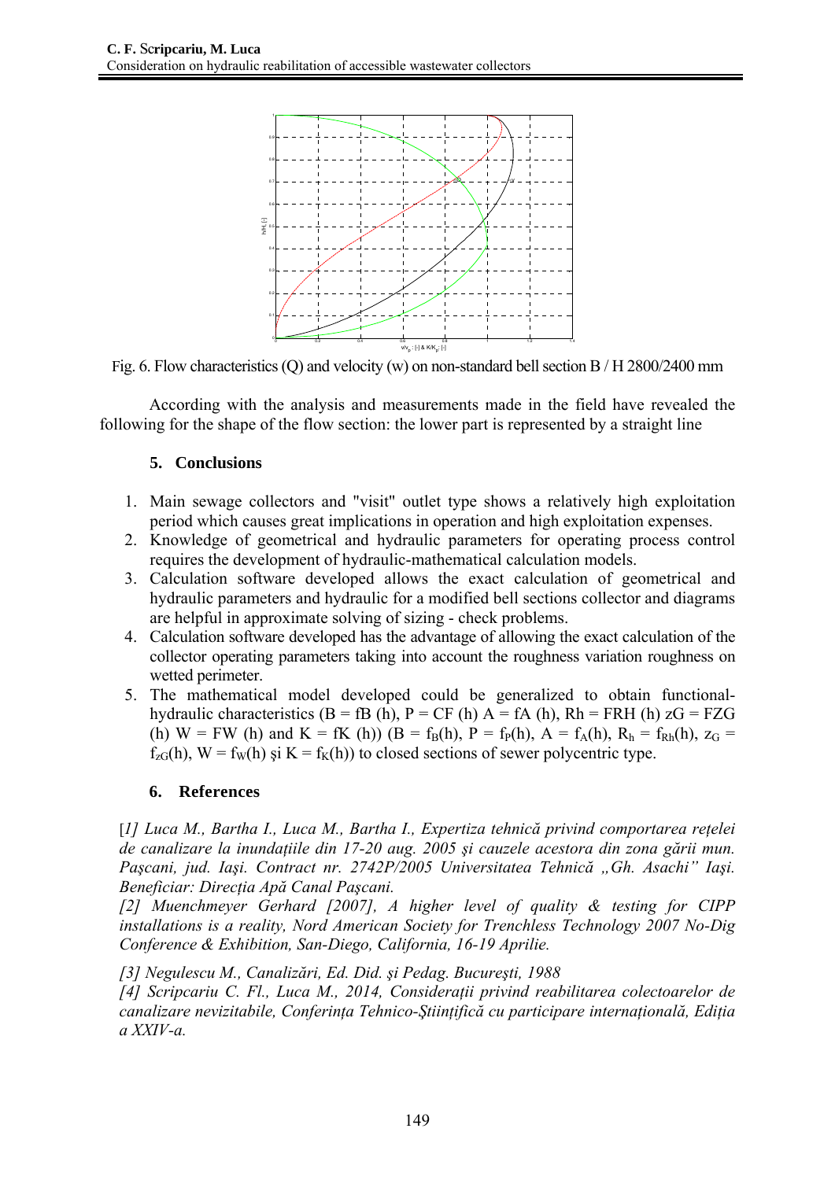Fig. 6. Flow characteristics (Q) and velocity (w) on non-standard bell section B / H 2800/2400 mm

According with the analysis and measurements made in the field have revealed the following for the shape of the flow section: the lower part is represented by a straight line

## 5. Conclusions

1. Main sewage collectors and "visit" outlet type shows a relatively high exploitation period which causes great implications in operation and high exploitation expenses.
2. Knowledge of geometrical and hydraulic parameters for operating process control requires the development of hydraulic-mathematical calculation models.
3. Calculation software developed allows the exact calculation of geometrical and hydraulic parameters and hydraulic for a modified bell sections collector and diagrams are helpful in approximate solving of sizing - check problems.
4. Calculation software developed has the advantage of allowing the exact calculation of the collector operating parameters taking into account the roughness variation roughness on wetted perimeter.
5. The mathematical model developed could be generalized to obtain functional-hydraulic characteristics (B = fB (h), P = CF (h) A = fA (h), Rh = FRH (h) zG = FZG (h) W = FW (h) and K = fK (h)) ($B = f_B(h)$, $P = f_P(h)$, $A = f_A(h)$, $R_h = f_{Rh}(h)$, $z_G = f_{zG}(h)$, $W = f_W(h)$ şi $K = f_K(h)$) to closed sections of sewer polycentric type.

## 6. References

*[1] Luca M., Bartha I., Luca M., Bartha I., Expertiza tehnică privind comportarea rețelei de canalizare la inundațiile din 17-20 aug. 2005 şi cauzele acestora din zona gării mun. Paşcani, jud. Iaşi. Contract nr. 2742P/2005 Universitatea Tehnică „Gh. Asachi" Iaşi. Beneficiar: Direcția Apă Canal Paşcani.*

*[2] Muenchmeyer Gerhard [2007], A higher level of quality & testing for CIPP installations is a reality, Nord American Society for Trenchless Technology 2007 No-Dig Conference & Exhibition, San-Diego, California, 16-19 Aprilie.*

*[3] Negulescu M., Canalizări, Ed. Did. şi Pedag. Bucureşti, 1988*

*[4] Scripcariu C. Fl., Luca M., 2014, Considerații privind reabilitarea colectoarelor de canalizare nevizitabile, Conferința Tehnico-Ştiințifică cu participare internațională, Ediția a XXIV-a.*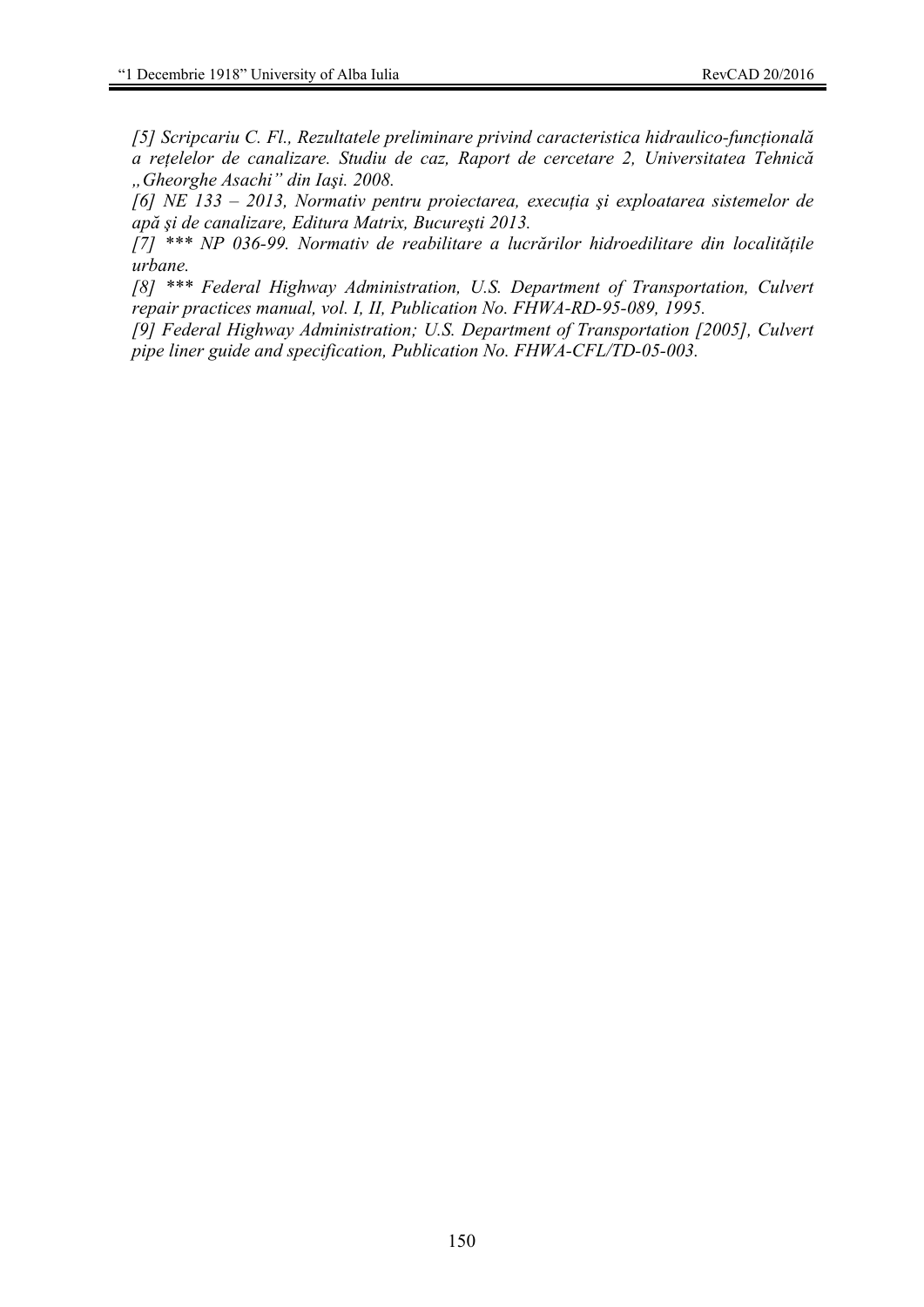*[5] Scripcariu C. Fl., Rezultatele preliminare privind caracteristica hidraulico-funcțională a rețelelor de canalizare. Studiu de caz, Raport de cercetare 2, Universitatea Tehnică „Gheorghe Asachi" din Iaşi. 2008.*

*[6] NE 133 – 2013, Normativ pentru proiectarea, execuția şi exploatarea sistemelor de apă şi de canalizare, Editura Matrix, Bucureşti 2013.*

*[7] *** NP 036-99. Normativ de reabilitare a lucrărilor hidroedilitare din localitățile urbane.*

*[8] *** Federal Highway Administration, U.S. Department of Transportation, Culvert repair practices manual, vol. I, II, Publication No. FHWA-RD-95-089, 1995.*

*[9] Federal Highway Administration; U.S. Department of Transportation [2005], Culvert pipe liner guide and specification, Publication No. FHWA-CFL/TD-05-003.*